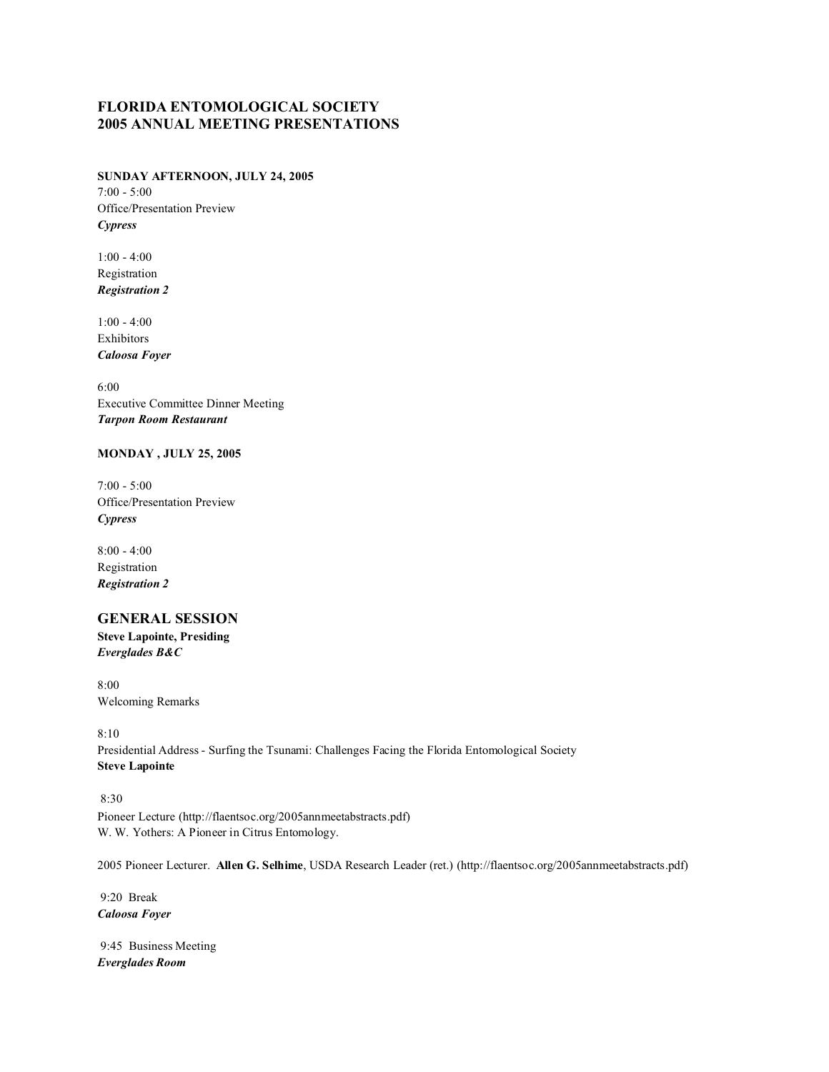# FLORIDA ENTOMOLOGICAL SOCIETY
# 2005 ANNUAL MEETING PRESENTATIONS

**SUNDAY AFTERNOON, JULY 24, 2005**

7:00 - 5:00
Office/Presentation Preview
***Cypress***

1:00 - 4:00
Registration
***Registration 2***

1:00 - 4:00
Exhibitors
***Caloosa Foyer***

6:00
Executive Committee Dinner Meeting
***Tarpon Room Restaurant***

**MONDAY , JULY 25, 2005**

7:00 - 5:00
Office/Presentation Preview
***Cypress***

8:00 - 4:00
Registration
***Registration 2***

## GENERAL SESSION

**Steve Lapointe, Presiding**
***Everglades B&C***

8:00
Welcoming Remarks

8:10
Presidential Address - Surfing the Tsunami: Challenges Facing the Florida Entomological Society
**Steve Lapointe**

8:30
Pioneer Lecture (http://flaentsoc.org/2005annmeetabstracts.pdf)
W. W. Yothers: A Pioneer in Citrus Entomology.

2005 Pioneer Lecturer. **Allen G. Selhime**, USDA Research Leader (ret.) (http://flaentsoc.org/2005annmeetabstracts.pdf)

9:20 Break
***Caloosa Foyer***

9:45 Business Meeting
***Everglades Room***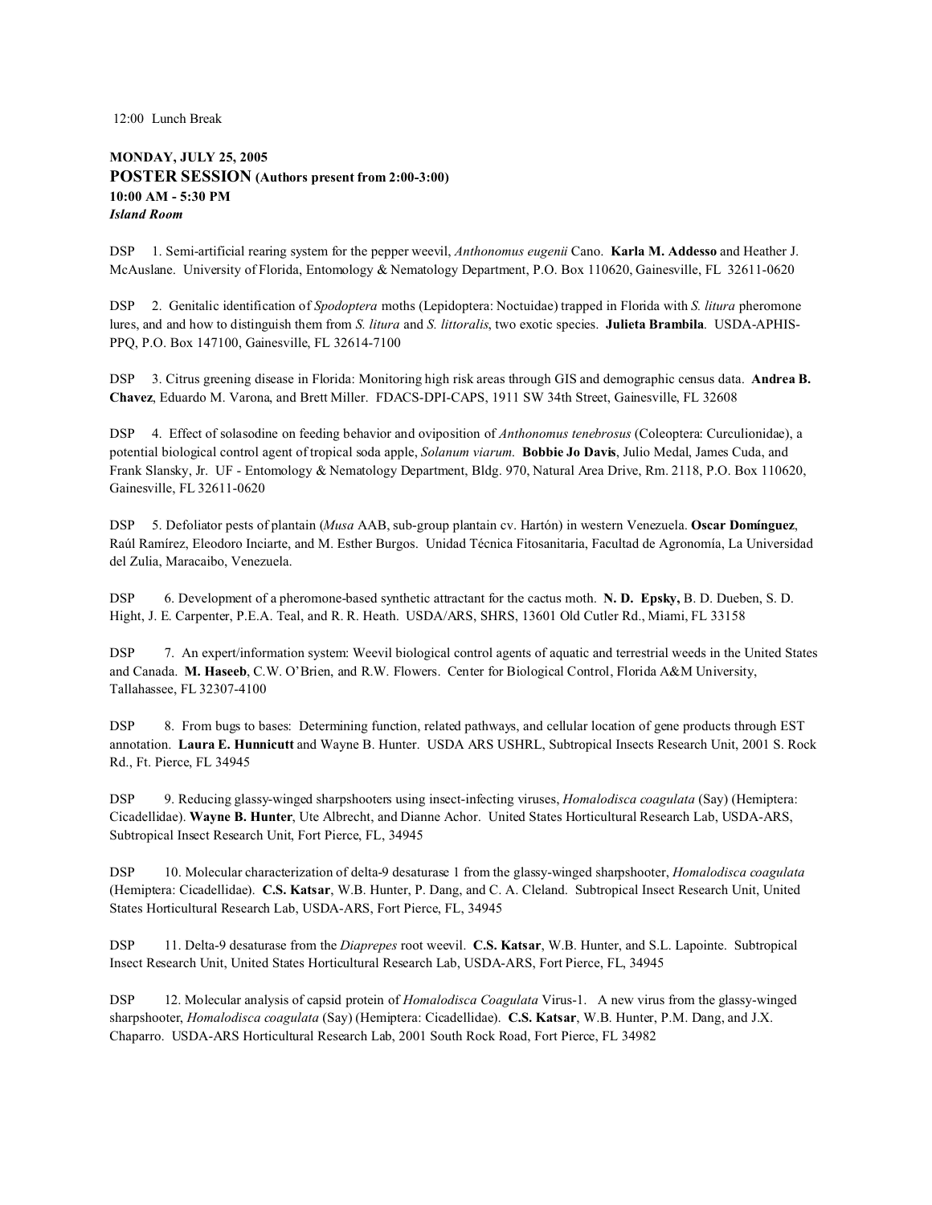12:00 Lunch Break

**MONDAY, JULY 25, 2005**
**POSTER SESSION (Authors present from 2:00-3:00)**
**10:00 AM - 5:30 PM**
***Island Room***

DSP 1. Semi-artificial rearing system for the pepper weevil, *Anthonomus eugenii* Cano. **Karla M. Addesso** and Heather J. McAuslane. University of Florida, Entomology & Nematology Department, P.O. Box 110620, Gainesville, FL 32611-0620

DSP 2. Genitalic identification of *Spodoptera* moths (Lepidoptera: Noctuidae) trapped in Florida with *S. litura* pheromone lures, and and how to distinguish them from *S. litura* and *S. littoralis*, two exotic species. **Julieta Brambila**. USDA-APHIS-PPQ, P.O. Box 147100, Gainesville, FL 32614-7100

DSP 3. Citrus greening disease in Florida: Monitoring high risk areas through GIS and demographic census data. **Andrea B. Chavez**, Eduardo M. Varona, and Brett Miller. FDACS-DPI-CAPS, 1911 SW 34th Street, Gainesville, FL 32608

DSP 4. Effect of solasodine on feeding behavior and oviposition of *Anthonomus tenebrosus* (Coleoptera: Curculionidae), a potential biological control agent of tropical soda apple, *Solanum viarum.* **Bobbie Jo Davis**, Julio Medal, James Cuda, and Frank Slansky, Jr. UF - Entomology & Nematology Department, Bldg. 970, Natural Area Drive, Rm. 2118, P.O. Box 110620, Gainesville, FL 32611-0620

DSP 5. Defoliator pests of plantain (*Musa* AAB, sub-group plantain cv. Hartón) in western Venezuela. **Oscar Domínguez**, Raúl Ramírez, Eleodoro Inciarte, and M. Esther Burgos. Unidad Técnica Fitosanitaria, Facultad de Agronomía, La Universidad del Zulia, Maracaibo, Venezuela.

DSP 6. Development of a pheromone-based synthetic attractant for the cactus moth. **N. D. Epsky,** B. D. Dueben, S. D. Hight, J. E. Carpenter, P.E.A. Teal, and R. R. Heath. USDA/ARS, SHRS, 13601 Old Cutler Rd., Miami, FL 33158

DSP 7. An expert/information system: Weevil biological control agents of aquatic and terrestrial weeds in the United States and Canada. **M. Haseeb**, C.W. O'Brien, and R.W. Flowers. Center for Biological Control, Florida A&M University, Tallahassee, FL 32307-4100

DSP 8. From bugs to bases: Determining function, related pathways, and cellular location of gene products through EST annotation. **Laura E. Hunnicutt** and Wayne B. Hunter. USDA ARS USHRL, Subtropical Insects Research Unit, 2001 S. Rock Rd., Ft. Pierce, FL 34945

DSP 9. Reducing glassy-winged sharpshooters using insect-infecting viruses, *Homalodisca coagulata* (Say) (Hemiptera: Cicadellidae). **Wayne B. Hunter**, Ute Albrecht, and Dianne Achor. United States Horticultural Research Lab, USDA-ARS, Subtropical Insect Research Unit, Fort Pierce, FL, 34945

DSP 10. Molecular characterization of delta-9 desaturase 1 from the glassy-winged sharpshooter, *Homalodisca coagulata* (Hemiptera: Cicadellidae). **C.S. Katsar**, W.B. Hunter, P. Dang, and C. A. Cleland. Subtropical Insect Research Unit, United States Horticultural Research Lab, USDA-ARS, Fort Pierce, FL, 34945

DSP 11. Delta-9 desaturase from the *Diaprepes* root weevil. **C.S. Katsar**, W.B. Hunter, and S.L. Lapointe. Subtropical Insect Research Unit, United States Horticultural Research Lab, USDA-ARS, Fort Pierce, FL, 34945

DSP 12. Molecular analysis of capsid protein of *Homalodisca Coagulata* Virus-1. A new virus from the glassy-winged sharpshooter, *Homalodisca coagulata* (Say) (Hemiptera: Cicadellidae). **C.S. Katsar**, W.B. Hunter, P.M. Dang, and J.X. Chaparro. USDA-ARS Horticultural Research Lab, 2001 South Rock Road, Fort Pierce, FL 34982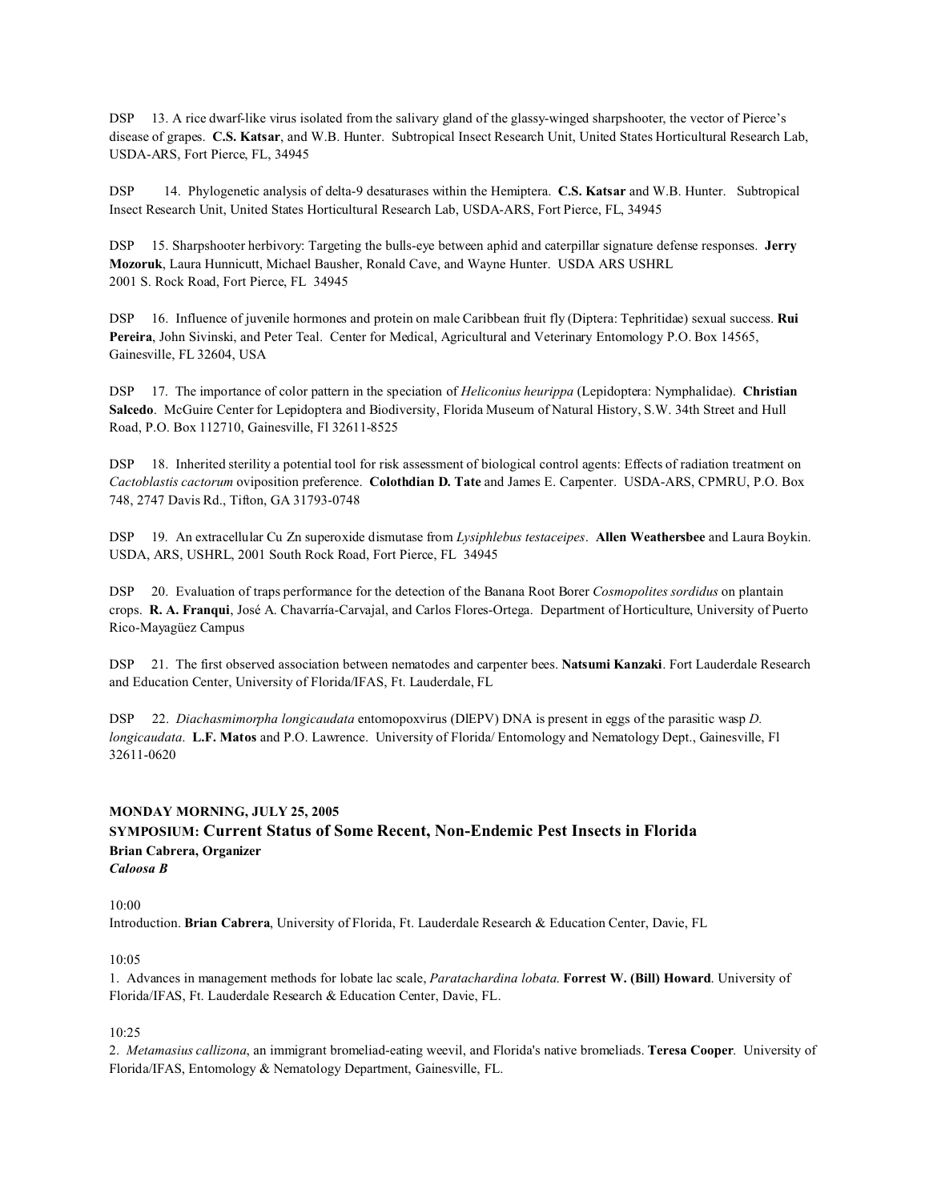DSP 13. A rice dwarf-like virus isolated from the salivary gland of the glassy-winged sharpshooter, the vector of Pierce's disease of grapes. **C.S. Katsar**, and W.B. Hunter. Subtropical Insect Research Unit, United States Horticultural Research Lab, USDA-ARS, Fort Pierce, FL, 34945

DSP 14. Phylogenetic analysis of delta-9 desaturases within the Hemiptera. **C.S. Katsar** and W.B. Hunter. Subtropical Insect Research Unit, United States Horticultural Research Lab, USDA-ARS, Fort Pierce, FL, 34945

DSP 15. Sharpshooter herbivory: Targeting the bulls-eye between aphid and caterpillar signature defense responses. **Jerry Mozoruk**, Laura Hunnicutt, Michael Bausher, Ronald Cave, and Wayne Hunter. USDA ARS USHRL 2001 S. Rock Road, Fort Pierce, FL 34945

DSP 16. Influence of juvenile hormones and protein on male Caribbean fruit fly (Diptera: Tephritidae) sexual success. **Rui Pereira**, John Sivinski, and Peter Teal. Center for Medical, Agricultural and Veterinary Entomology P.O. Box 14565, Gainesville, FL 32604, USA

DSP 17. The importance of color pattern in the speciation of *Heliconius heurippa* (Lepidoptera: Nymphalidae). **Christian Salcedo**. McGuire Center for Lepidoptera and Biodiversity, Florida Museum of Natural History, S.W. 34th Street and Hull Road, P.O. Box 112710, Gainesville, Fl 32611-8525

DSP 18. Inherited sterility a potential tool for risk assessment of biological control agents: Effects of radiation treatment on *Cactoblastis cactorum* oviposition preference. **Colothdian D. Tate** and James E. Carpenter. USDA-ARS, CPMRU, P.O. Box 748, 2747 Davis Rd., Tifton, GA 31793-0748

DSP 19. An extracellular Cu Zn superoxide dismutase from *Lysiphlebus testaceipes*. **Allen Weathersbee** and Laura Boykin. USDA, ARS, USHRL, 2001 South Rock Road, Fort Pierce, FL 34945

DSP 20. Evaluation of traps performance for the detection of the Banana Root Borer *Cosmopolites sordidus* on plantain crops. **R. A. Franqui**, José A. Chavarría-Carvajal, and Carlos Flores-Ortega. Department of Horticulture, University of Puerto Rico-Mayagüez Campus

DSP 21. The first observed association between nematodes and carpenter bees. **Natsumi Kanzaki**. Fort Lauderdale Research and Education Center, University of Florida/IFAS, Ft. Lauderdale, FL

DSP 22. *Diachasmimorpha longicaudata* entomopoxvirus (DlEPV) DNA is present in eggs of the parasitic wasp *D. longicaudata*. **L.F. Matos** and P.O. Lawrence. University of Florida/ Entomology and Nematology Dept., Gainesville, Fl 32611-0620

**MONDAY MORNING, JULY 25, 2005**

**SYMPOSIUM: Current Status of Some Recent, Non-Endemic Pest Insects in Florida**

**Brian Cabrera, Organizer**

***Caloosa B***

10:00

Introduction. **Brian Cabrera**, University of Florida, Ft. Lauderdale Research & Education Center, Davie, FL

10:05

1. Advances in management methods for lobate lac scale, *Paratachardina lobata*. **Forrest W. (Bill) Howard**. University of Florida/IFAS, Ft. Lauderdale Research & Education Center, Davie, FL.

10:25

2. *Metamasius callizona*, an immigrant bromeliad-eating weevil, and Florida's native bromeliads. **Teresa Cooper**. University of Florida/IFAS, Entomology & Nematology Department, Gainesville, FL.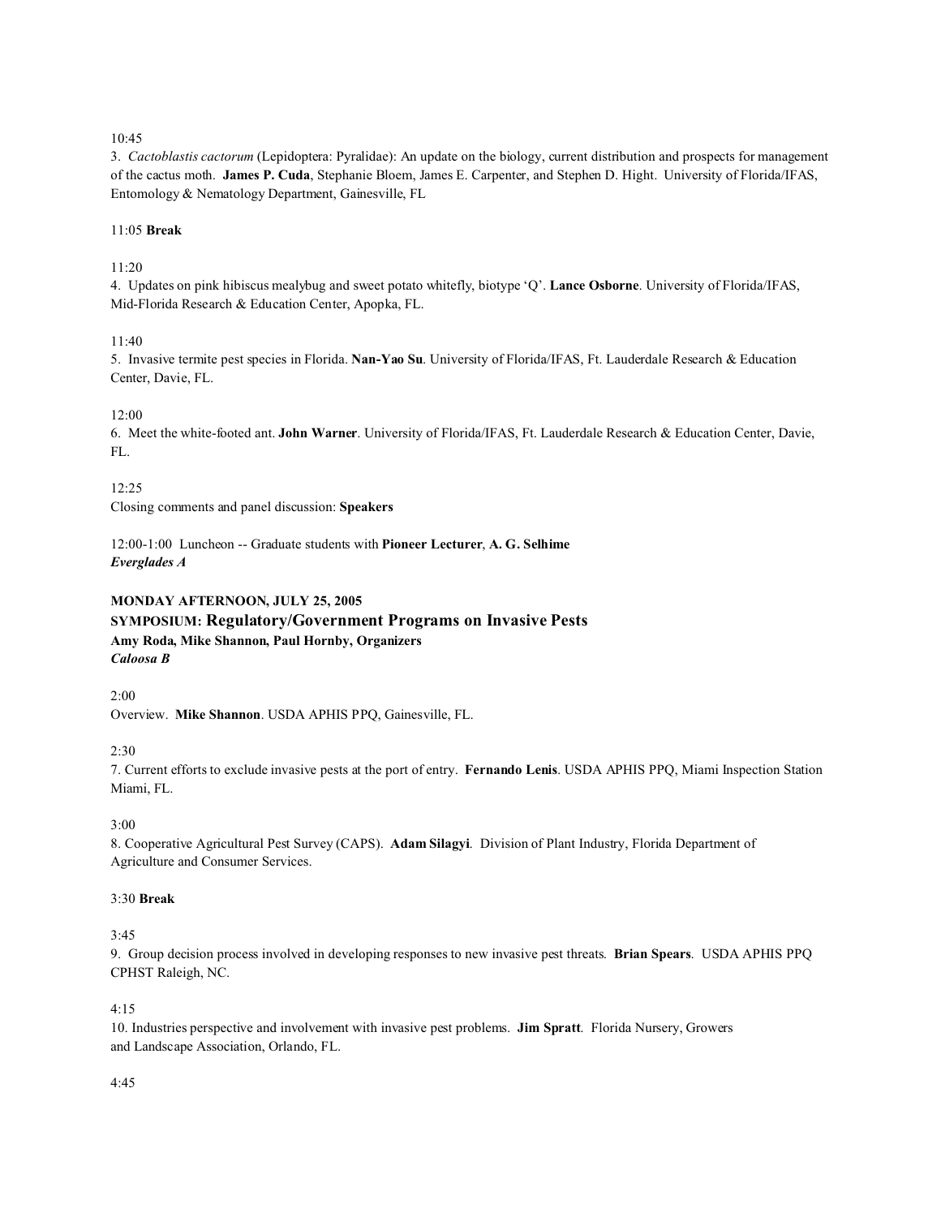10:45
3. *Cactoblastis cactorum* (Lepidoptera: Pyralidae): An update on the biology, current distribution and prospects for management of the cactus moth. **James P. Cuda**, Stephanie Bloem, James E. Carpenter, and Stephen D. Hight. University of Florida/IFAS, Entomology & Nematology Department, Gainesville, FL

11:05 **Break**

11:20
4. Updates on pink hibiscus mealybug and sweet potato whitefly, biotype 'Q'. **Lance Osborne**. University of Florida/IFAS, Mid-Florida Research & Education Center, Apopka, FL.

11:40
5. Invasive termite pest species in Florida. **Nan-Yao Su**. University of Florida/IFAS, Ft. Lauderdale Research & Education Center, Davie, FL.

12:00
6. Meet the white-footed ant. **John Warner**. University of Florida/IFAS, Ft. Lauderdale Research & Education Center, Davie, FL.

12:25
Closing comments and panel discussion: **Speakers**

12:00-1:00 Luncheon -- Graduate students with **Pioneer Lecturer**, **A. G. Selhime**
***Everglades A***

**MONDAY AFTERNOON, JULY 25, 2005**
**SYMPOSIUM: Regulatory/Government Programs on Invasive Pests**
**Amy Roda, Mike Shannon, Paul Hornby, Organizers**
***Caloosa B***

2:00
Overview. **Mike Shannon**. USDA APHIS PPQ, Gainesville, FL.

2:30
7. Current efforts to exclude invasive pests at the port of entry. **Fernando Lenis**. USDA APHIS PPQ, Miami Inspection Station Miami, FL.

3:00
8. Cooperative Agricultural Pest Survey (CAPS). **Adam Silagyi**. Division of Plant Industry, Florida Department of Agriculture and Consumer Services.

3:30 **Break**

3:45
9. Group decision process involved in developing responses to new invasive pest threats. **Brian Spears**. USDA APHIS PPQ CPHST Raleigh, NC.

4:15
10. Industries perspective and involvement with invasive pest problems. **Jim Spratt**. Florida Nursery, Growers and Landscape Association, Orlando, FL.

4:45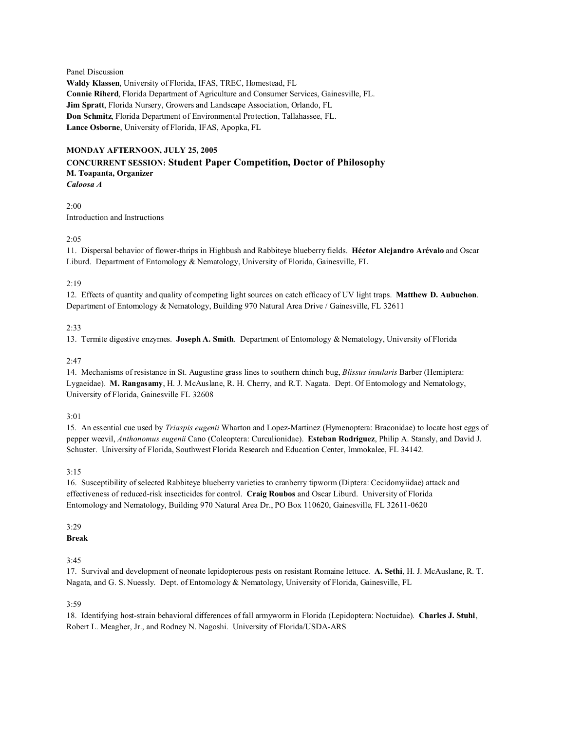Panel Discussion

**Waldy Klassen**, University of Florida, IFAS, TREC, Homestead, FL
**Connie Riherd**, Florida Department of Agriculture and Consumer Services, Gainesville, FL.
**Jim Spratt**, Florida Nursery, Growers and Landscape Association, Orlando, FL
**Don Schmitz**, Florida Department of Environmental Protection, Tallahassee, FL.
**Lance Osborne**, University of Florida, IFAS, Apopka, FL

**MONDAY AFTERNOON, JULY 25, 2005**
**CONCURRENT SESSION: Student Paper Competition, Doctor of Philosophy**
**M. Toapanta, Organizer**
***Caloosa A***

2:00
Introduction and Instructions

2:05
11. Dispersal behavior of flower-thrips in Highbush and Rabbiteye blueberry fields. **Héctor Alejandro Arévalo** and Oscar Liburd. Department of Entomology & Nematology, University of Florida, Gainesville, FL

2:19
12. Effects of quantity and quality of competing light sources on catch efficacy of UV light traps. **Matthew D. Aubuchon**. Department of Entomology & Nematology, Building 970 Natural Area Drive / Gainesville, FL 32611

2:33
13. Termite digestive enzymes. **Joseph A. Smith**. Department of Entomology & Nematology, University of Florida

2:47
14. Mechanisms of resistance in St. Augustine grass lines to southern chinch bug, *Blissus insularis* Barber (Hemiptera: Lygaeidae). **M. Rangasamy**, H. J. McAuslane, R. H. Cherry, and R.T. Nagata. Dept. Of Entomology and Nematology, University of Florida, Gainesville FL 32608

3:01
15. An essential cue used by *Triaspis eugenii* Wharton and Lopez-Martinez (Hymenoptera: Braconidae) to locate host eggs of pepper weevil, *Anthonomus eugenii* Cano (Coleoptera: Curculionidae). **Esteban Rodriguez**, Philip A. Stansly, and David J. Schuster. University of Florida, Southwest Florida Research and Education Center, Immokalee, FL 34142.

3:15
16. Susceptibility of selected Rabbiteye blueberry varieties to cranberry tipworm (Diptera: Cecidomyiidae) attack and effectiveness of reduced-risk insecticides for control. **Craig Roubos** and Oscar Liburd. University of Florida Entomology and Nematology, Building 970 Natural Area Dr., PO Box 110620, Gainesville, FL 32611-0620

3:29
**Break**

3:45
17. Survival and development of neonate lepidopterous pests on resistant Romaine lettuce. **A. Sethi**, H. J. McAuslane, R. T. Nagata, and G. S. Nuessly. Dept. of Entomology & Nematology, University of Florida, Gainesville, FL

3:59
18. Identifying host-strain behavioral differences of fall armyworm in Florida (Lepidoptera: Noctuidae). **Charles J. Stuhl**, Robert L. Meagher, Jr., and Rodney N. Nagoshi. University of Florida/USDA-ARS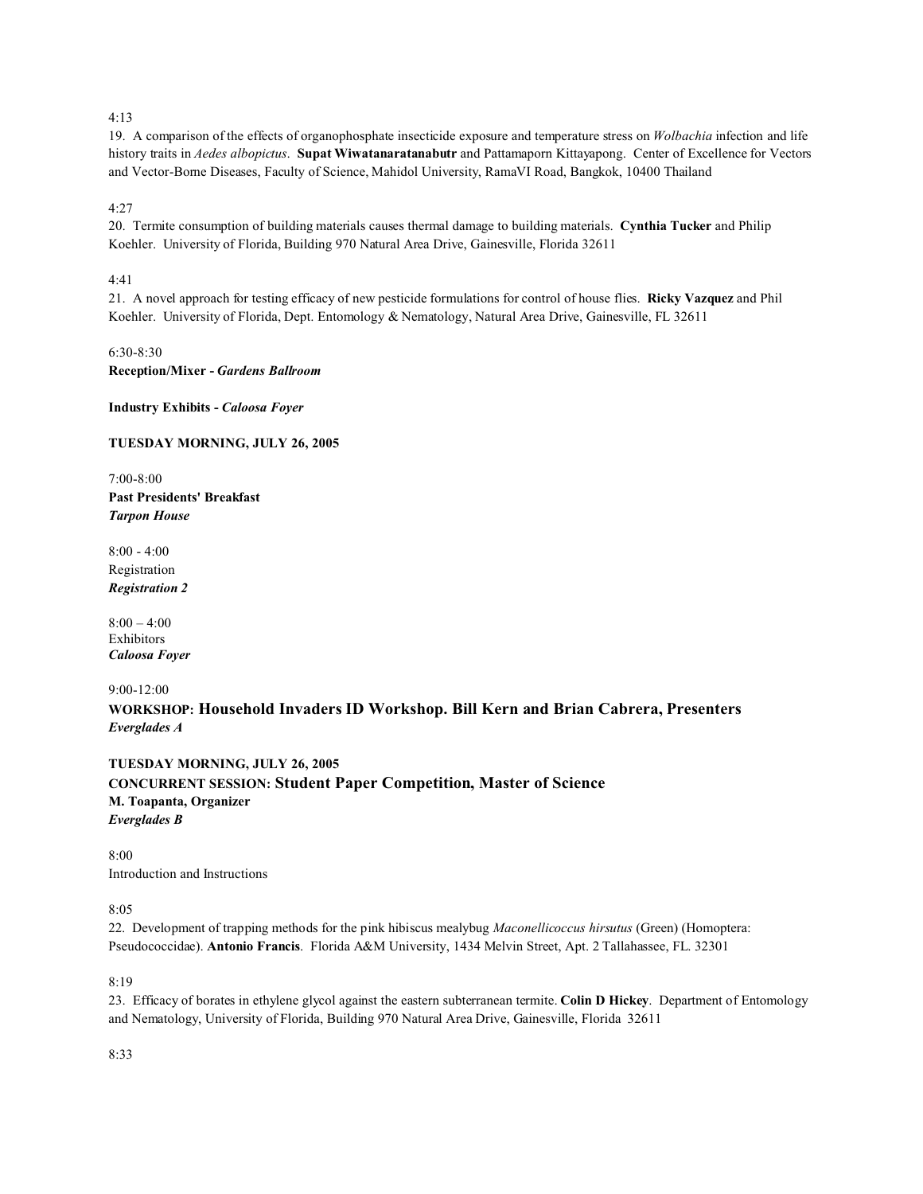4:13

19. A comparison of the effects of organophosphate insecticide exposure and temperature stress on *Wolbachia* infection and life history traits in *Aedes albopictus*. **Supat Wiwatanaratanabutr** and Pattamaporn Kittayapong. Center of Excellence for Vectors and Vector-Borne Diseases, Faculty of Science, Mahidol University, RamaVI Road, Bangkok, 10400 Thailand

4:27

20. Termite consumption of building materials causes thermal damage to building materials. **Cynthia Tucker** and Philip Koehler. University of Florida, Building 970 Natural Area Drive, Gainesville, Florida 32611

4:41

21. A novel approach for testing efficacy of new pesticide formulations for control of house flies. **Ricky Vazquez** and Phil Koehler. University of Florida, Dept. Entomology & Nematology, Natural Area Drive, Gainesville, FL 32611

6:30-8:30

**Reception/Mixer -** ***Gardens Ballroom***

**Industry Exhibits -** ***Caloosa Foyer***

**TUESDAY MORNING, JULY 26, 2005**

7:00-8:00

**Past Presidents' Breakfast**

***Tarpon House***

8:00 - 4:00

Registration

***Registration 2***

8:00 – 4:00

Exhibitors

***Caloosa Foyer***

9:00-12:00

**WORKSHOP: Household Invaders ID Workshop. Bill Kern and Brian Cabrera, Presenters**

***Everglades A***

**TUESDAY MORNING, JULY 26, 2005**

**CONCURRENT SESSION: Student Paper Competition, Master of Science**

**M. Toapanta, Organizer**

***Everglades B***

8:00

Introduction and Instructions

8:05

22. Development of trapping methods for the pink hibiscus mealybug *Maconellicoccus hirsutus* (Green) (Homoptera: Pseudococcidae). **Antonio Francis**. Florida A&M University, 1434 Melvin Street, Apt. 2 Tallahassee, FL. 32301

8:19

23. Efficacy of borates in ethylene glycol against the eastern subterranean termite. **Colin D Hickey**. Department of Entomology and Nematology, University of Florida, Building 970 Natural Area Drive, Gainesville, Florida 32611

8:33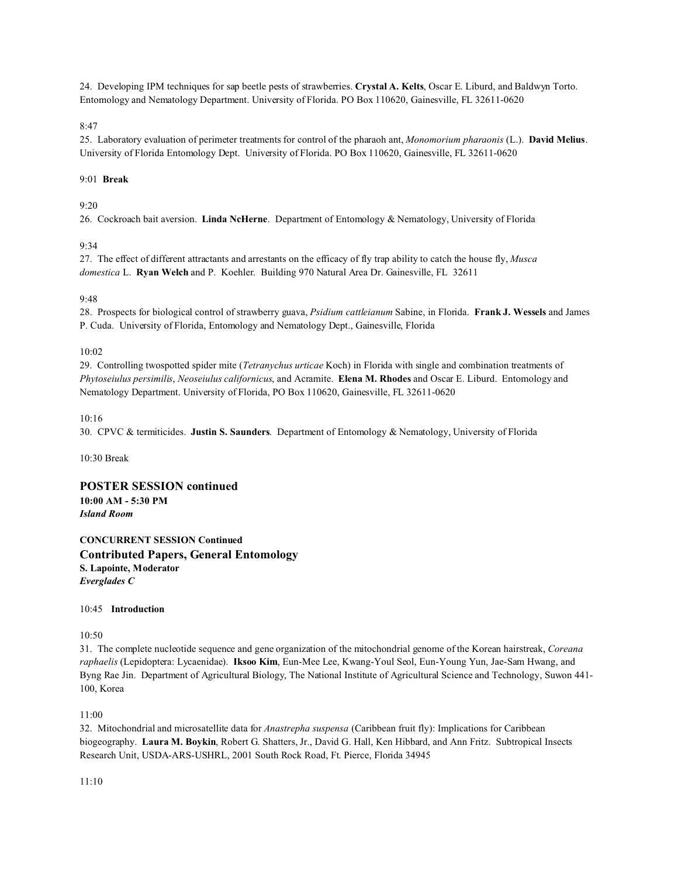24. Developing IPM techniques for sap beetle pests of strawberries. **Crystal A. Kelts**, Oscar E. Liburd, and Baldwyn Torto. Entomology and Nematology Department. University of Florida. PO Box 110620, Gainesville, FL 32611-0620

8:47
25. Laboratory evaluation of perimeter treatments for control of the pharaoh ant, *Monomorium pharaonis* (L.). **David Melius**. University of Florida Entomology Dept. University of Florida. PO Box 110620, Gainesville, FL 32611-0620

9:01 **Break**

9:20
26. Cockroach bait aversion. **Linda NcHerne**. Department of Entomology & Nematology, University of Florida

9:34
27. The effect of different attractants and arrestants on the efficacy of fly trap ability to catch the house fly, *Musca domestica* L. **Ryan Welch** and P. Koehler. Building 970 Natural Area Dr. Gainesville, FL 32611

9:48
28. Prospects for biological control of strawberry guava, *Psidium cattleianum* Sabine, in Florida. **Frank J. Wessels** and James P. Cuda. University of Florida, Entomology and Nematology Dept., Gainesville, Florida

10:02
29. Controlling twospotted spider mite (*Tetranychus urticae* Koch) in Florida with single and combination treatments of *Phytoseiulus persimilis*, *Neoseiulus californicus*, and Acramite. **Elena M. Rhodes** and Oscar E. Liburd. Entomology and Nematology Department. University of Florida, PO Box 110620, Gainesville, FL 32611-0620

10:16
30. CPVC & termiticides. **Justin S. Saunders**. Department of Entomology & Nematology, University of Florida

10:30 Break

## POSTER SESSION continued

**10:00 AM - 5:30 PM**
***Island Room***

**CONCURRENT SESSION Continued**

## Contributed Papers, General Entomology

**S. Lapointe, Moderator**
***Everglades C***

10:45 **Introduction**

10:50
31. The complete nucleotide sequence and gene organization of the mitochondrial genome of the Korean hairstreak, *Coreana raphaelis* (Lepidoptera: Lycaenidae). **Iksoo Kim**, Eun-Mee Lee, Kwang-Youl Seol, Eun-Young Yun, Jae-Sam Hwang, and Byng Rae Jin. Department of Agricultural Biology, The National Institute of Agricultural Science and Technology, Suwon 441-100, Korea

11:00
32. Mitochondrial and microsatellite data for *Anastrepha suspensa* (Caribbean fruit fly): Implications for Caribbean biogeography. **Laura M. Boykin**, Robert G. Shatters, Jr., David G. Hall, Ken Hibbard, and Ann Fritz. Subtropical Insects Research Unit, USDA-ARS-USHRL, 2001 South Rock Road, Ft. Pierce, Florida 34945

11:10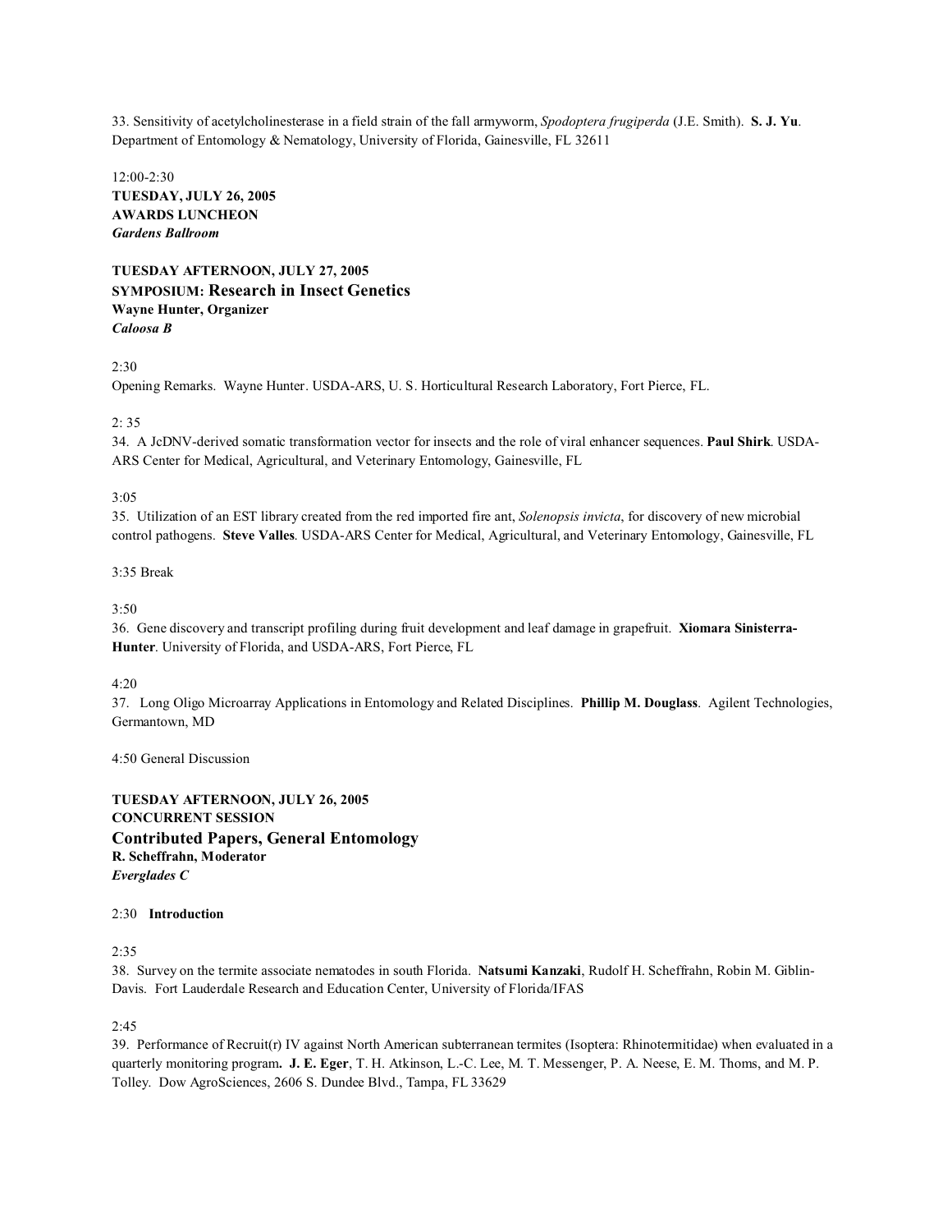33. Sensitivity of acetylcholinesterase in a field strain of the fall armyworm, *Spodoptera frugiperda* (J.E. Smith). **S. J. Yu**. Department of Entomology & Nematology, University of Florida, Gainesville, FL 32611

12:00-2:30
**TUESDAY, JULY 26, 2005**
**AWARDS LUNCHEON**
***Gardens Ballroom***

**TUESDAY AFTERNOON, JULY 27, 2005**
**SYMPOSIUM: Research in Insect Genetics**
**Wayne Hunter, Organizer**
***Caloosa B***

2:30
Opening Remarks. Wayne Hunter. USDA-ARS, U. S. Horticultural Research Laboratory, Fort Pierce, FL.

2: 35
34. A JcDNV-derived somatic transformation vector for insects and the role of viral enhancer sequences. **Paul Shirk**. USDA-ARS Center for Medical, Agricultural, and Veterinary Entomology, Gainesville, FL

3:05
35. Utilization of an EST library created from the red imported fire ant, *Solenopsis invicta*, for discovery of new microbial control pathogens. **Steve Valles**. USDA-ARS Center for Medical, Agricultural, and Veterinary Entomology, Gainesville, FL

3:35 Break

3:50
36. Gene discovery and transcript profiling during fruit development and leaf damage in grapefruit. **Xiomara Sinisterra-Hunter**. University of Florida, and USDA-ARS, Fort Pierce, FL

4:20
37. Long Oligo Microarray Applications in Entomology and Related Disciplines. **Phillip M. Douglass**. Agilent Technologies, Germantown, MD

4:50 General Discussion

**TUESDAY AFTERNOON, JULY 26, 2005**
**CONCURRENT SESSION**
**Contributed Papers, General Entomology**
**R. Scheffrahn, Moderator**
***Everglades C***

2:30 **Introduction**

2:35
38. Survey on the termite associate nematodes in south Florida. **Natsumi Kanzaki**, Rudolf H. Scheffrahn, Robin M. Giblin-Davis. Fort Lauderdale Research and Education Center, University of Florida/IFAS

2:45
39. Performance of Recruit(r) IV against North American subterranean termites (Isoptera: Rhinotermitidae) when evaluated in a quarterly monitoring program**. J. E. Eger**, T. H. Atkinson, L.-C. Lee, M. T. Messenger, P. A. Neese, E. M. Thoms, and M. P. Tolley. Dow AgroSciences, 2606 S. Dundee Blvd., Tampa, FL 33629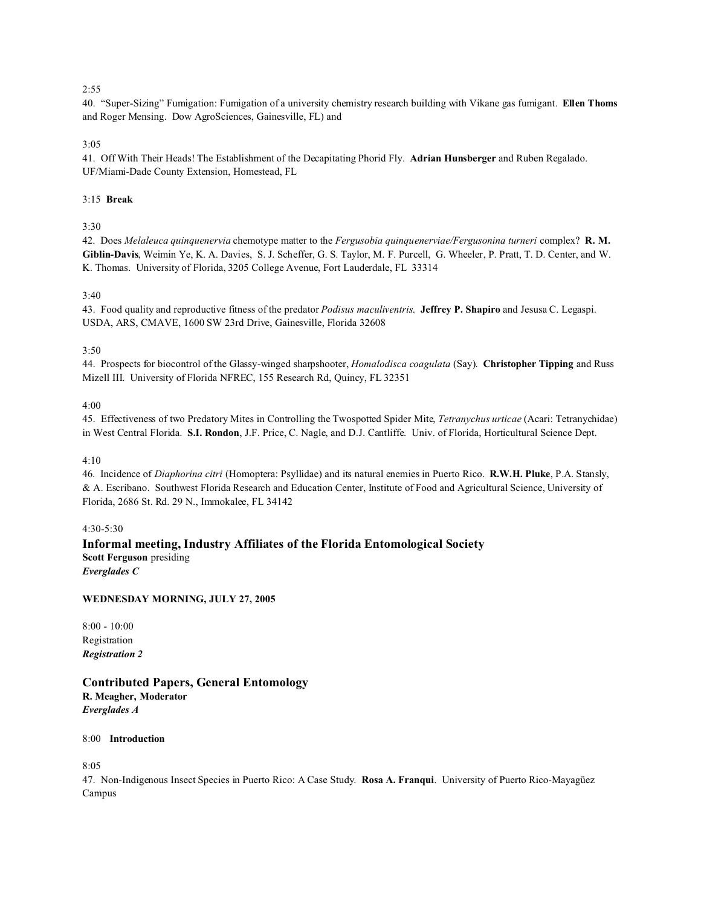2:55

40. "Super-Sizing" Fumigation: Fumigation of a university chemistry research building with Vikane gas fumigant. **Ellen Thoms** and Roger Mensing. Dow AgroSciences, Gainesville, FL) and

3:05

41. Off With Their Heads! The Establishment of the Decapitating Phorid Fly. **Adrian Hunsberger** and Ruben Regalado. UF/Miami-Dade County Extension, Homestead, FL

3:15 **Break**

3:30

42. Does *Melaleuca quinquenervia* chemotype matter to the *Fergusobia quinquenerviae/Fergusonina turneri* complex? **R. M. Giblin-Davis**, Weimin Ye, K. A. Davies, S. J. Scheffer, G. S. Taylor, M. F. Purcell, G. Wheeler, P. Pratt, T. D. Center, and W. K. Thomas. University of Florida, 3205 College Avenue, Fort Lauderdale, FL 33314

3:40

43. Food quality and reproductive fitness of the predator *Podisus maculiventris*. **Jeffrey P. Shapiro** and Jesusa C. Legaspi. USDA, ARS, CMAVE, 1600 SW 23rd Drive, Gainesville, Florida 32608

3:50

44. Prospects for biocontrol of the Glassy-winged sharpshooter, *Homalodisca coagulata* (Say). **Christopher Tipping** and Russ Mizell III. University of Florida NFREC, 155 Research Rd, Quincy, FL 32351

4:00

45. Effectiveness of two Predatory Mites in Controlling the Twospotted Spider Mite, *Tetranychus urticae* (Acari: Tetranychidae) in West Central Florida. **S.I. Rondon**, J.F. Price, C. Nagle, and D.J. Cantliffe. Univ. of Florida, Horticultural Science Dept.

4:10

46. Incidence of *Diaphorina citri* (Homoptera: Psyllidae) and its natural enemies in Puerto Rico. **R.W.H. Pluke**, P.A. Stansly, & A. Escribano. Southwest Florida Research and Education Center, Institute of Food and Agricultural Science, University of Florida, 2686 St. Rd. 29 N., Immokalee, FL 34142

4:30-5:30

## Informal meeting, Industry Affiliates of the Florida Entomological Society

**Scott Ferguson** presiding

***Everglades C***

**WEDNESDAY MORNING, JULY 27, 2005**

8:00 - 10:00

Registration

***Registration 2***

## Contributed Papers, General Entomology

**R. Meagher, Moderator**

***Everglades A***

8:00 **Introduction**

8:05

47. Non-Indigenous Insect Species in Puerto Rico: A Case Study. **Rosa A. Franqui**. University of Puerto Rico-Mayagüez Campus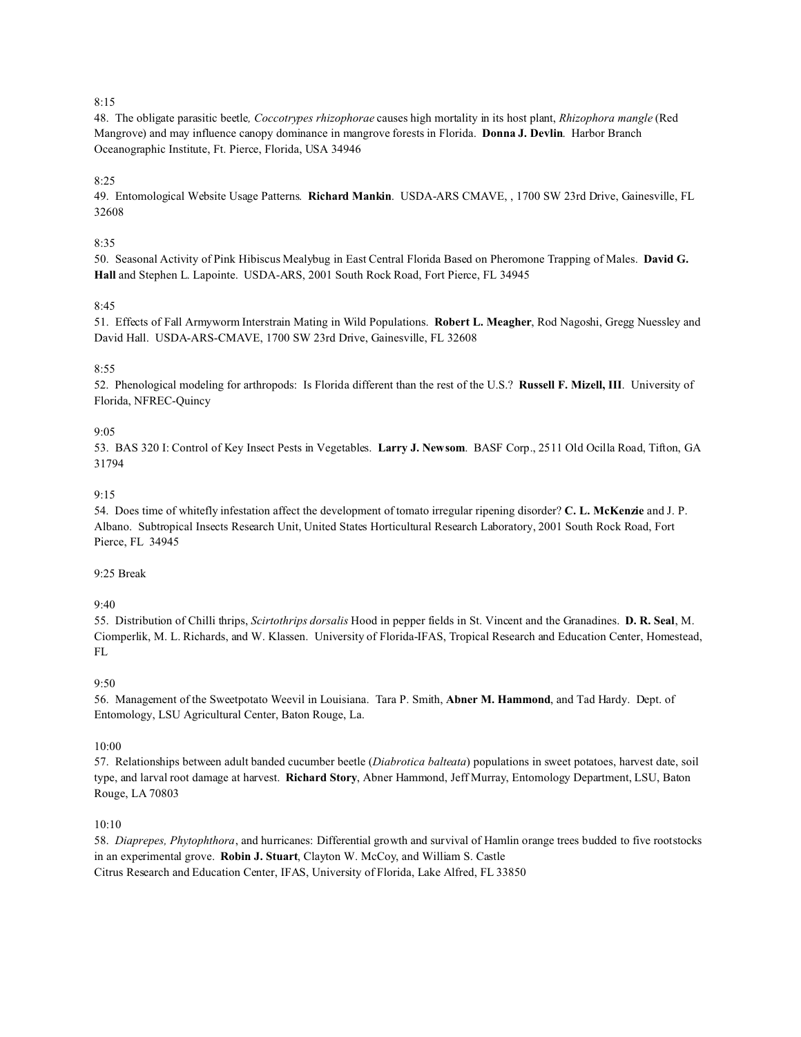8:15

48. The obligate parasitic beetle*, Coccotrypes rhizophorae* causes high mortality in its host plant, *Rhizophora mangle* (Red Mangrove) and may influence canopy dominance in mangrove forests in Florida. **Donna J. Devlin**. Harbor Branch Oceanographic Institute, Ft. Pierce, Florida, USA 34946

8:25

49. Entomological Website Usage Patterns. **Richard Mankin**. USDA-ARS CMAVE, , 1700 SW 23rd Drive, Gainesville, FL 32608

8:35

50. Seasonal Activity of Pink Hibiscus Mealybug in East Central Florida Based on Pheromone Trapping of Males. **David G. Hall** and Stephen L. Lapointe. USDA-ARS, 2001 South Rock Road, Fort Pierce, FL 34945

8:45

51. Effects of Fall Armyworm Interstrain Mating in Wild Populations. **Robert L. Meagher**, Rod Nagoshi, Gregg Nuessley and David Hall. USDA-ARS-CMAVE, 1700 SW 23rd Drive, Gainesville, FL 32608

8:55

52. Phenological modeling for arthropods: Is Florida different than the rest of the U.S.? **Russell F. Mizell, III**. University of Florida, NFREC-Quincy

9:05

53. BAS 320 I: Control of Key Insect Pests in Vegetables. **Larry J. Newsom**. BASF Corp., 2511 Old Ocilla Road, Tifton, GA 31794

9:15

54. Does time of whitefly infestation affect the development of tomato irregular ripening disorder? **C. L. McKenzie** and J. P. Albano. Subtropical Insects Research Unit, United States Horticultural Research Laboratory, 2001 South Rock Road, Fort Pierce, FL 34945

9:25 Break

9:40

55. Distribution of Chilli thrips, *Scirtothrips dorsalis* Hood in pepper fields in St. Vincent and the Granadines. **D. R. Seal**, M. Ciomperlik, M. L. Richards, and W. Klassen. University of Florida-IFAS, Tropical Research and Education Center, Homestead, FL

9:50

56. Management of the Sweetpotato Weevil in Louisiana. Tara P. Smith, **Abner M. Hammond**, and Tad Hardy. Dept. of Entomology, LSU Agricultural Center, Baton Rouge, La.

10:00

57. Relationships between adult banded cucumber beetle (*Diabrotica balteata*) populations in sweet potatoes, harvest date, soil type, and larval root damage at harvest. **Richard Story**, Abner Hammond, Jeff Murray, Entomology Department, LSU, Baton Rouge, LA 70803

10:10

58. *Diaprepes, Phytophthora*, and hurricanes: Differential growth and survival of Hamlin orange trees budded to five rootstocks in an experimental grove. **Robin J. Stuart**, Clayton W. McCoy, and William S. Castle
Citrus Research and Education Center, IFAS, University of Florida, Lake Alfred, FL 33850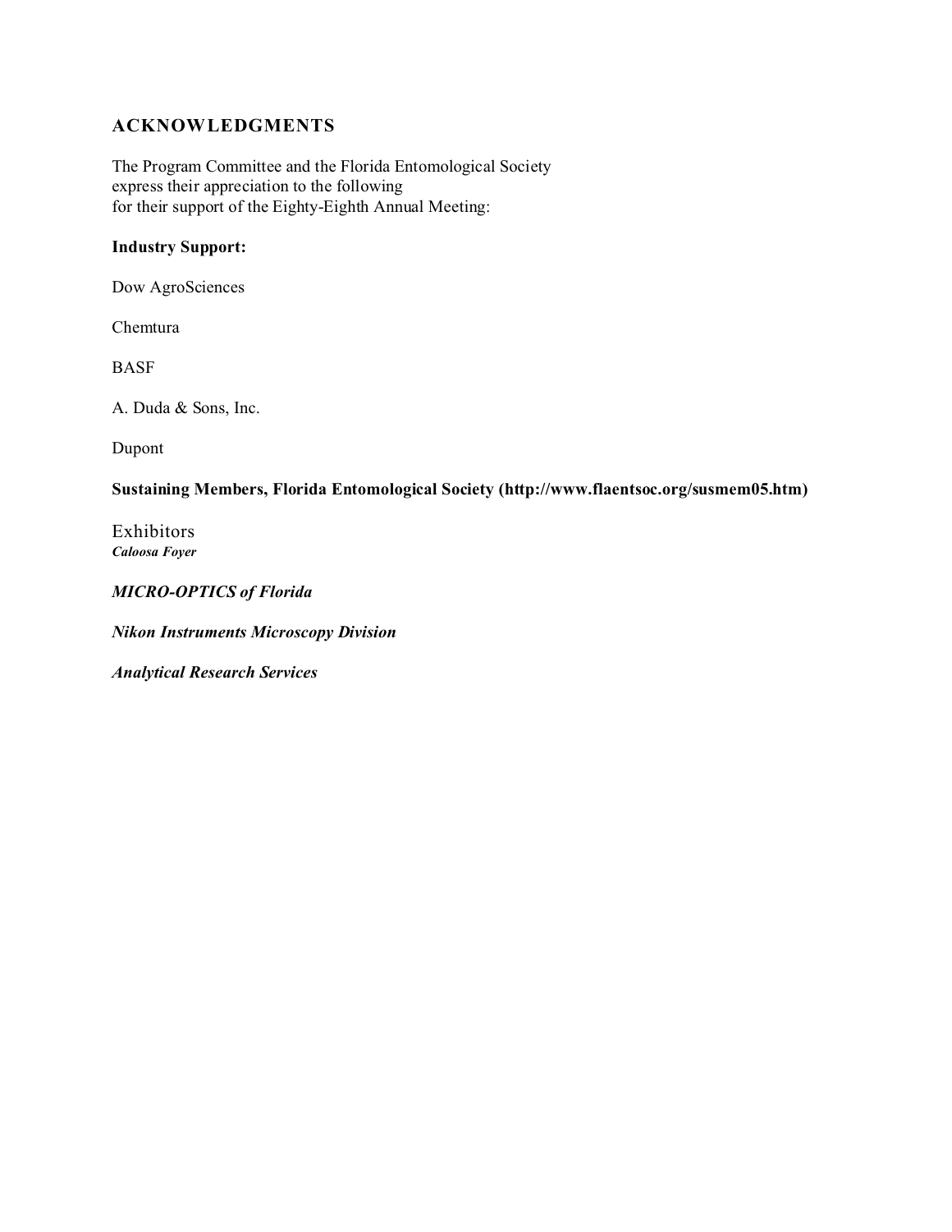## ACKNOWLEDGMENTS

The Program Committee and the Florida Entomological Society
express their appreciation to the following
for their support of the Eighty-Eighth Annual Meeting:

**Industry Support:**

Dow AgroSciences

Chemtura

BASF

A. Duda & Sons, Inc.

Dupont

**Sustaining Members, Florida Entomological Society (http://www.flaentsoc.org/susmem05.htm)**

Exhibitors
***Caloosa Foyer***

***MICRO-OPTICS of Florida***

***Nikon Instruments Microscopy Division***

***Analytical Research Services***